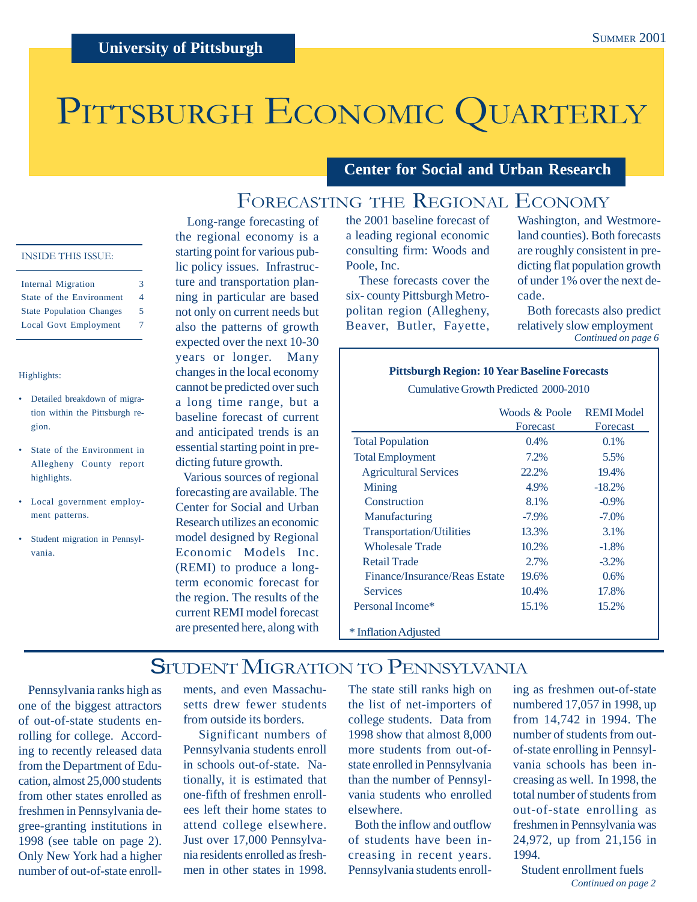University of Pittsburgh

Summer 2001

# Pittsburgh Economic Quarterly

**Center for Social and Urban Research**

INSIDE THIS ISSUE:

| | |
|---|---|
| Internal Migration | 3 |
| State of the Environment | 4 |
| State Population Changes | 5 |
| Local Govt Employment | 7 |

Highlights:

- Detailed breakdown of migration within the Pittsburgh region.
- State of the Environment in Allegheny County report highlights.
- Local government employment patterns.
- Student migration in Pennsylvania.

## Forecasting the Regional Economy

Long-range forecasting of the regional economy is a starting point for various public policy issues. Infrastructure and transportation planning in particular are based not only on current needs but also the patterns of growth expected over the next 10-30 years or longer. Many changes in the local economy cannot be predicted over such a long time range, but a baseline forecast of current and anticipated trends is an essential starting point in predicting future growth.

Various sources of regional forecasting are available. The Center for Social and Urban Research utilizes an economic model designed by Regional Economic Models Inc. (REMI) to produce a long-term economic forecast for the region. The results of the current REMI model forecast are presented here, along with the 2001 baseline forecast of a leading regional economic consulting firm: Woods and Poole, Inc.

These forecasts cover the six- county Pittsburgh Metropolitan region (Allegheny, Beaver, Butler, Fayette, Washington, and Westmoreland counties). Both forecasts are roughly consistent in predicting flat population growth of under 1% over the next decade.

Both forecasts also predict relatively slow employment

*Continued on page 6*

**Pittsburgh Region: 10 Year Baseline Forecasts**

Cumulative Growth Predicted 2000-2010

| | Woods & Poole Forecast | REMI Model Forecast |
|---|---|---|
| Total Population | 0.4% | 0.1% |
| Total Employment | 7.2% | 5.5% |
| Agricultural Services | 22.2% | 19.4% |
| Mining | 4.9% | -18.2% |
| Construction | 8.1% | -0.9% |
| Manufacturing | -7.9% | -7.0% |
| Transportation/Utilities | 13.3% | 3.1% |
| Wholesale Trade | 10.2% | -1.8% |
| Retail Trade | 2.7% | -3.2% |
| Finance/Insurance/Reas Estate | 19.6% | 0.6% |
| Services | 10.4% | 17.8% |
| Personal Income* | 15.1% | 15.2% |

* Inflation Adjusted

## Student Migration to Pennsylvania

Pennsylvania ranks high as one of the biggest attractors of out-of-state students enrolling for college. According to recently released data from the Department of Education, almost 25,000 students from other states enrolled as freshmen in Pennsylvania degree-granting institutions in 1998 (see table on page 2). Only New York had a higher number of out-of-state enrollments, and even Massachusetts drew fewer students from outside its borders.

Significant numbers of Pennsylvania students enroll in schools out-of-state. Nationally, it is estimated that one-fifth of freshmen enrollees left their home states to attend college elsewhere. Just over 17,000 Pennsylvania residents enrolled as freshmen in other states in 1998. The state still ranks high on the list of net-importers of college students. Data from 1998 show that almost 8,000 more students from out-of-state enrolled in Pennsylvania than the number of Pennsylvania students who enrolled elsewhere.

Both the inflow and outflow of students have been increasing in recent years. Pennsylvania students enrolling as freshmen out-of-state numbered 17,057 in 1998, up from 14,742 in 1994. The number of students from out-of-state enrolling in Pennsylvania schools has been increasing as well. In 1998, the total number of students from out-of-state enrolling as freshmen in Pennsylvania was 24,972, up from 21,156 in 1994.

Student enrollment fuels

*Continued on page 2*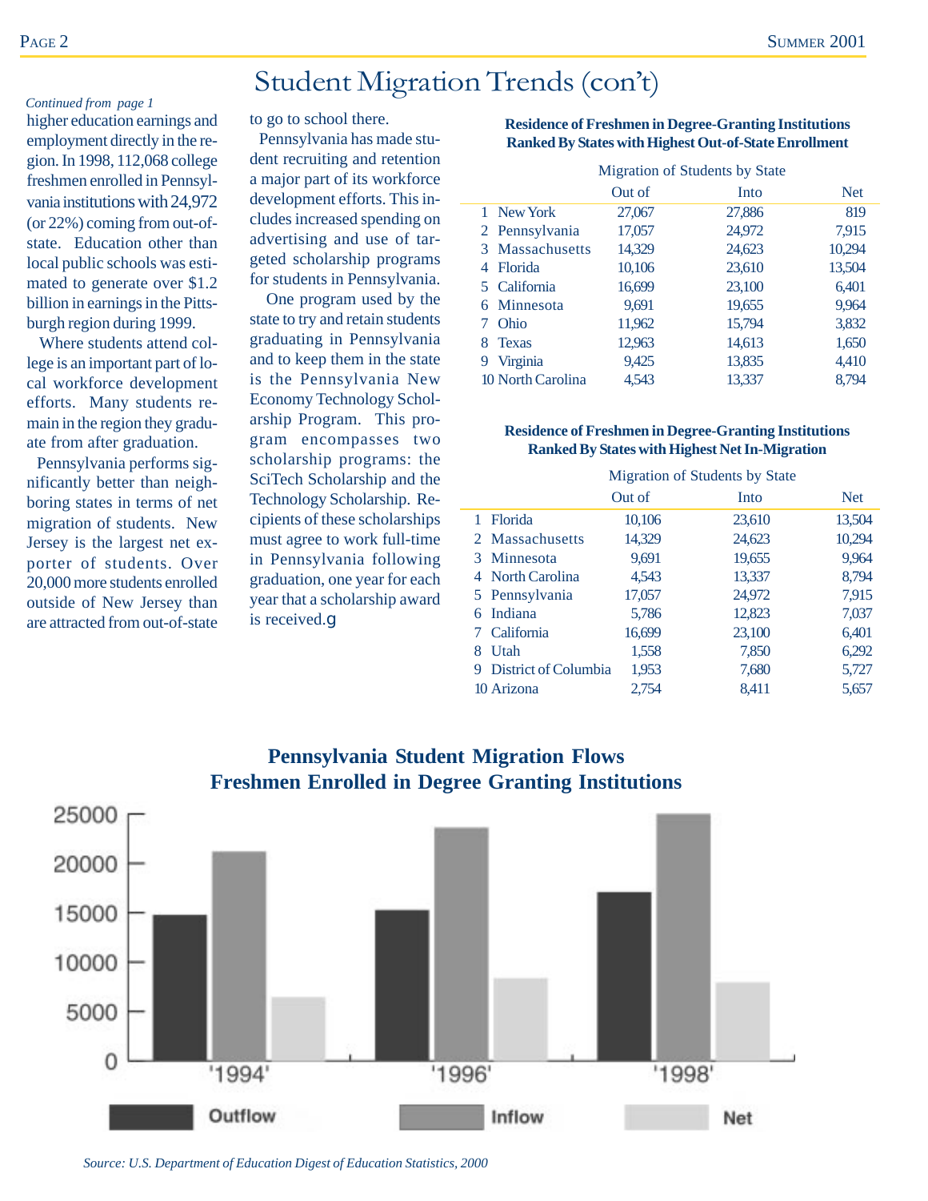# Student Migration Trends (con't)

*Continued from page 1*

higher education earnings and employment directly in the region. In 1998, 112,068 college freshmen enrolled in Pennsylvania institutions with 24,972 (or 22%) coming from out-of-state. Education other than local public schools was estimated to generate over $1.2 billion in earnings in the Pittsburgh region during 1999.

Where students attend college is an important part of local workforce development efforts. Many students remain in the region they graduate from after graduation.

Pennsylvania performs significantly better than neighboring states in terms of net migration of students. New Jersey is the largest net exporter of students. Over 20,000 more students enrolled outside of New Jersey than are attracted from out-of-state to go to school there.

Pennsylvania has made student recruiting and retention a major part of its workforce development efforts. This includes increased spending on advertising and use of targeted scholarship programs for students in Pennsylvania.

One program used by the state to try and retain students graduating in Pennsylvania and to keep them in the state is the Pennsylvania New Economy Technology Scholarship Program. This program encompasses two scholarship programs: the SciTech Scholarship and the Technology Scholarship. Recipients of these scholarships must agree to work full-time in Pennsylvania following graduation, one year for each year that a scholarship award is received.

**Residence of Freshmen in Degree-Granting Institutions Ranked By States with Highest Out-of-State Enrollment**

| | Migration of Students by State | | |
|---|---|---|---|
| | Out of | Into | Net |
| 1 New York | 27,067 | 27,886 | 819 |
| 2 Pennsylvania | 17,057 | 24,972 | 7,915 |
| 3 Massachusetts | 14,329 | 24,623 | 10,294 |
| 4 Florida | 10,106 | 23,610 | 13,504 |
| 5 California | 16,699 | 23,100 | 6,401 |
| 6 Minnesota | 9,691 | 19,655 | 9,964 |
| 7 Ohio | 11,962 | 15,794 | 3,832 |
| 8 Texas | 12,963 | 14,613 | 1,650 |
| 9 Virginia | 9,425 | 13,835 | 4,410 |
| 10 North Carolina | 4,543 | 13,337 | 8,794 |

**Residence of Freshmen in Degree-Granting Institutions Ranked By States with Highest Net In-Migration**

| | Migration of Students by State | | |
|---|---|---|---|
| | Out of | Into | Net |
| 1 Florida | 10,106 | 23,610 | 13,504 |
| 2 Massachusetts | 14,329 | 24,623 | 10,294 |
| 3 Minnesota | 9,691 | 19,655 | 9,964 |
| 4 North Carolina | 4,543 | 13,337 | 8,794 |
| 5 Pennsylvania | 17,057 | 24,972 | 7,915 |
| 6 Indiana | 5,786 | 12,823 | 7,037 |
| 7 California | 16,699 | 23,100 | 6,401 |
| 8 Utah | 1,558 | 7,850 | 6,292 |
| 9 District of Columbia | 1,953 | 7,680 | 5,727 |
| 10 Arizona | 2,754 | 8,411 | 5,657 |

**Pennsylvania Student Migration Flows**
**Freshmen Enrolled in Degree Granting Institutions**

*Source: U.S. Department of Education Digest of Education Statistics, 2000*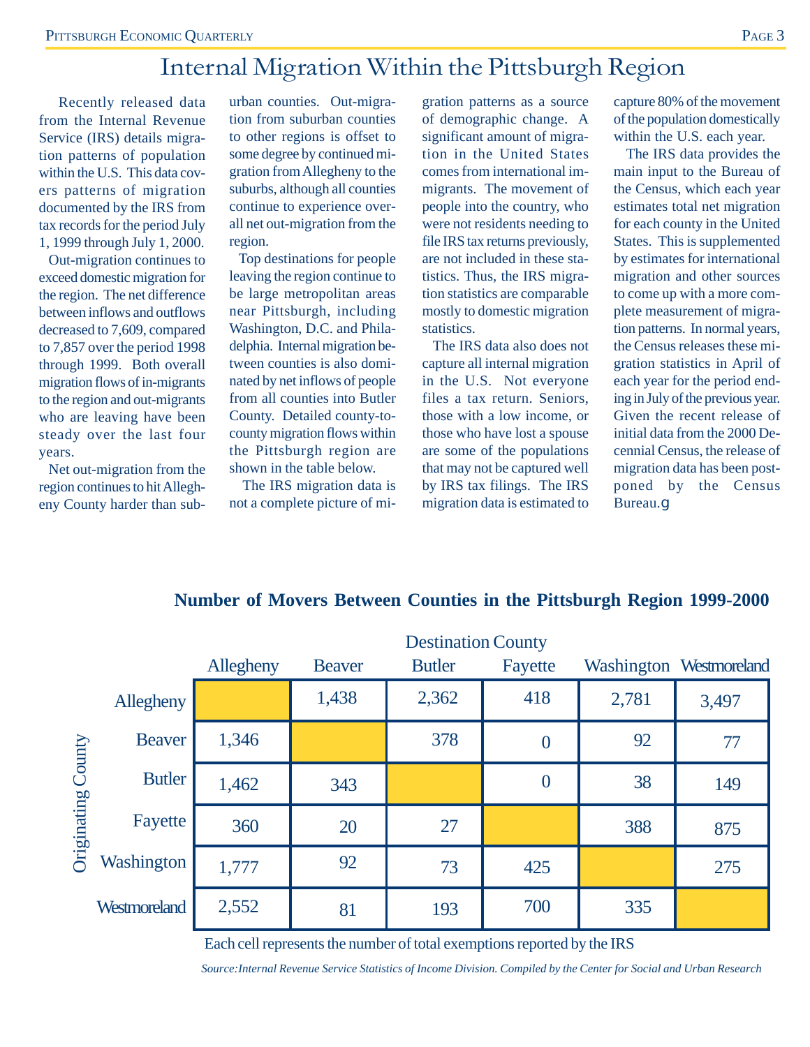# Internal Migration Within the Pittsburgh Region

Recently released data from the Internal Revenue Service (IRS) details migration patterns of population within the U.S. This data covers patterns of migration documented by the IRS from tax records for the period July 1, 1999 through July 1, 2000.

Out-migration continues to exceed domestic migration for the region. The net difference between inflows and outflows decreased to 7,609, compared to 7,857 over the period 1998 through 1999. Both overall migration flows of in-migrants to the region and out-migrants who are leaving have been steady over the last four years.

Net out-migration from the region continues to hit Allegheny County harder than suburban counties. Out-migration from suburban counties to other regions is offset to some degree by continued migration from Allegheny to the suburbs, although all counties continue to experience overall net out-migration from the region.

Top destinations for people leaving the region continue to be large metropolitan areas near Pittsburgh, including Washington, D.C. and Philadelphia. Internal migration between counties is also dominated by net inflows of people from all counties into Butler County. Detailed county-to-county migration flows within the Pittsburgh region are shown in the table below.

The IRS migration data is not a complete picture of migration patterns as a source of demographic change. A significant amount of migration in the United States comes from international immigrants. The movement of people into the country, who were not residents needing to file IRS tax returns previously, are not included in these statistics. Thus, the IRS migration statistics are comparable mostly to domestic migration statistics.

The IRS data also does not capture all internal migration in the U.S. Not everyone files a tax return. Seniors, those with a low income, or those who have lost a spouse are some of the populations that may not be captured well by IRS tax filings. The IRS migration data is estimated to capture 80% of the movement of the population domestically within the U.S. each year.

The IRS data provides the main input to the Bureau of the Census, which each year estimates total net migration for each county in the United States. This is supplemented by estimates for international migration and other sources to come up with a more complete measurement of migration patterns. In normal years, the Census releases these migration statistics in April of each year for the period ending in July of the previous year. Given the recent release of initial data from the 2000 Decennial Census, the release of migration data has been postponed by the Census Bureau.

## Number of Movers Between Counties in the Pittsburgh Region 1999-2000

| Originating County | Destination County: Allegheny | Beaver | Butler | Fayette | Washington | Westmoreland |
|---|---|---|---|---|---|---|
| Allegheny | | 1,438 | 2,362 | 418 | 2,781 | 3,497 |
| Beaver | 1,346 | | 378 | 0 | 92 | 77 |
| Butler | 1,462 | 343 | | 0 | 38 | 149 |
| Fayette | 360 | 20 | 27 | | 388 | 875 |
| Washington | 1,777 | 92 | 73 | 425 | | 275 |
| Westmoreland | 2,552 | 81 | 193 | 700 | 335 | |

Each cell represents the number of total exemptions reported by the IRS

*Source: Internal Revenue Service Statistics of Income Division. Compiled by the Center for Social and Urban Research*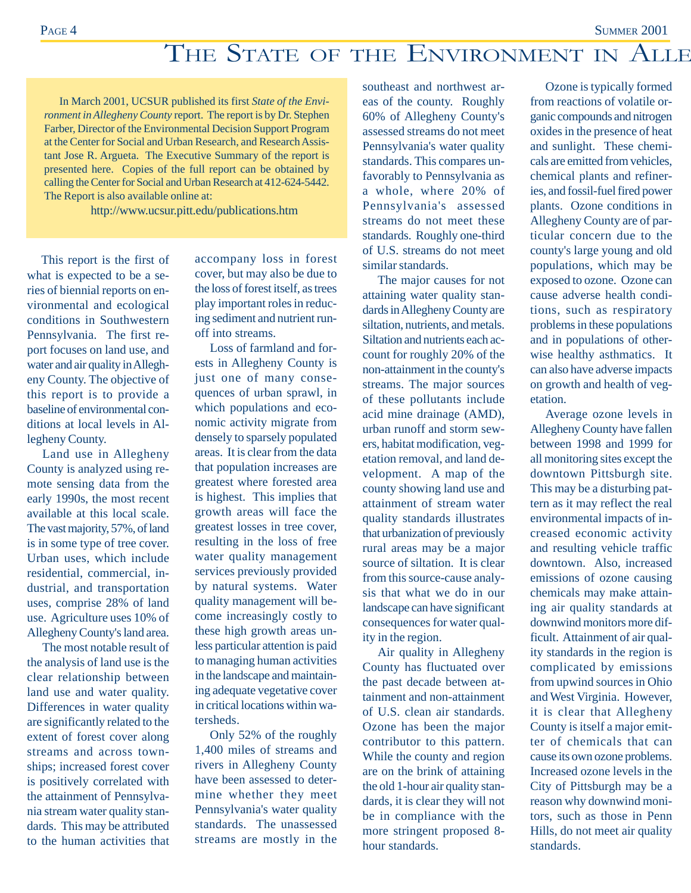# The State of the Environment in Alle

In March 2001, UCSUR published its first *State of the Environment in Allegheny County* report. The report is by Dr. Stephen Farber, Director of the Environmental Decision Support Program at the Center for Social and Urban Research, and Research Assistant Jose R. Argueta. The Executive Summary of the report is presented here. Copies of the full report can be obtained by calling the Center for Social and Urban Research at 412-624-5442. The Report is also available online at:

http://www.ucsur.pitt.edu/publications.htm

This report is the first of what is expected to be a series of biennial reports on environmental and ecological conditions in Southwestern Pennsylvania. The first report focuses on land use, and water and air quality in Allegheny County. The objective of this report is to provide a baseline of environmental conditions at local levels in Allegheny County.

Land use in Allegheny County is analyzed using remote sensing data from the early 1990s, the most recent available at this local scale. The vast majority, 57%, of land is in some type of tree cover. Urban uses, which include residential, commercial, industrial, and transportation uses, comprise 28% of land use. Agriculture uses 10% of Allegheny County's land area.

The most notable result of the analysis of land use is the clear relationship between land use and water quality. Differences in water quality are significantly related to the extent of forest cover along streams and across townships; increased forest cover is positively correlated with the attainment of Pennsylvania stream water quality standards. This may be attributed to the human activities that accompany loss in forest cover, but may also be due to the loss of forest itself, as trees play important roles in reducing sediment and nutrient runoff into streams.

Loss of farmland and forests in Allegheny County is just one of many consequences of urban sprawl, in which populations and economic activity migrate from densely to sparsely populated areas. It is clear from the data that population increases are greatest where forested area is highest. This implies that growth areas will face the greatest losses in tree cover, resulting in the loss of free water quality management services previously provided by natural systems. Water quality management will become increasingly costly to these high growth areas unless particular attention is paid to managing human activities in the landscape and maintaining adequate vegetative cover in critical locations within watersheds.

Only 52% of the roughly 1,400 miles of streams and rivers in Allegheny County have been assessed to determine whether they meet Pennsylvania's water quality standards. The unassessed streams are mostly in the southeast and northwest areas of the county. Roughly 60% of Allegheny County's assessed streams do not meet Pennsylvania's water quality standards. This compares unfavorably to Pennsylvania as a whole, where 20% of Pennsylvania's assessed streams do not meet these standards. Roughly one-third of U.S. streams do not meet similar standards.

The major causes for not attaining water quality standards in Allegheny County are siltation, nutrients, and metals. Siltation and nutrients each account for roughly 20% of the non-attainment in the county's streams. The major sources of these pollutants include acid mine drainage (AMD), urban runoff and storm sewers, habitat modification, vegetation removal, and land development. A map of the county showing land use and attainment of stream water quality standards illustrates that urbanization of previously rural areas may be a major source of siltation. It is clear from this source-cause analysis that what we do in our landscape can have significant consequences for water quality in the region.

Air quality in Allegheny County has fluctuated over the past decade between attainment and non-attainment of U.S. clean air standards. Ozone has been the major contributor to this pattern. While the county and region are on the brink of attaining the old 1-hour air quality standards, it is clear they will not be in compliance with the more stringent proposed 8-hour standards.

Ozone is typically formed from reactions of volatile organic compounds and nitrogen oxides in the presence of heat and sunlight. These chemicals are emitted from vehicles, chemical plants and refineries, and fossil-fuel fired power plants. Ozone conditions in Allegheny County are of particular concern due to the county's large young and old populations, which may be exposed to ozone. Ozone can cause adverse health conditions, such as respiratory problems in these populations and in populations of otherwise healthy asthmatics. It can also have adverse impacts on growth and health of vegetation.

Average ozone levels in Allegheny County have fallen between 1998 and 1999 for all monitoring sites except the downtown Pittsburgh site. This may be a disturbing pattern as it may reflect the real environmental impacts of increased economic activity and resulting vehicle traffic downtown. Also, increased emissions of ozone causing chemicals may make attaining air quality standards at downwind monitors more difficult. Attainment of air quality standards in the region is complicated by emissions from upwind sources in Ohio and West Virginia. However, it is clear that Allegheny County is itself a major emitter of chemicals that can cause its own ozone problems. Increased ozone levels in the City of Pittsburgh may be a reason why downwind monitors, such as those in Penn Hills, do not meet air quality standards.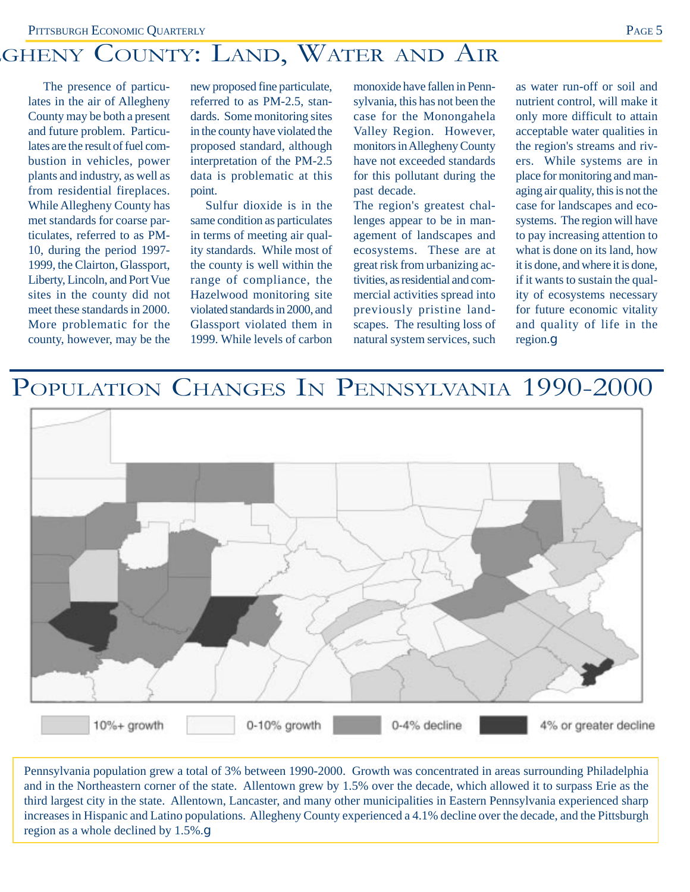# Allegheny County: Land, Water and Air

The presence of particulates in the air of Allegheny County may be both a present and future problem. Particulates are the result of fuel combustion in vehicles, power plants and industry, as well as from residential fireplaces. While Allegheny County has met standards for coarse particulates, referred to as PM-10, during the period 1997-1999, the Clairton, Glassport, Liberty, Lincoln, and Port Vue sites in the county did not meet these standards in 2000. More problematic for the county, however, may be the new proposed fine particulate, referred to as PM-2.5, standards. Some monitoring sites in the county have violated the proposed standard, although interpretation of the PM-2.5 data is problematic at this point.

Sulfur dioxide is in the same condition as particulates in terms of meeting air quality standards. While most of the county is well within the range of compliance, the Hazelwood monitoring site violated standards in 2000, and Glassport violated them in 1999. While levels of carbon monoxide have fallen in Pennsylvania, this has not been the case for the Monongahela Valley Region. However, monitors in Allegheny County have not exceeded standards for this pollutant during the past decade.

The region's greatest challenges appear to be in management of landscapes and ecosystems. These are at great risk from urbanizing activities, as residential and commercial activities spread into previously pristine landscapes. The resulting loss of natural system services, such as water run-off or soil and nutrient control, will make it only more difficult to attain acceptable water qualities in the region's streams and rivers. While systems are in place for monitoring and managing air quality, this is not the case for landscapes and ecosystems. The region will have to pay increasing attention to what is done on its land, how it is done, and where it is done, if it wants to sustain the quality of ecosystems necessary for future economic vitality and quality of life in the region.

# Population Changes In Pennsylvania 1990-2000

10%+ growth | 0-10% growth | 0-4% decline | 4% or greater decline

Pennsylvania population grew a total of 3% between 1990-2000. Growth was concentrated in areas surrounding Philadelphia and in the Northeastern corner of the state. Allentown grew by 1.5% over the decade, which allowed it to surpass Erie as the third largest city in the state. Allentown, Lancaster, and many other municipalities in Eastern Pennsylvania experienced sharp increases in Hispanic and Latino populations. Allegheny County experienced a 4.1% decline over the decade, and the Pittsburgh region as a whole declined by 1.5%.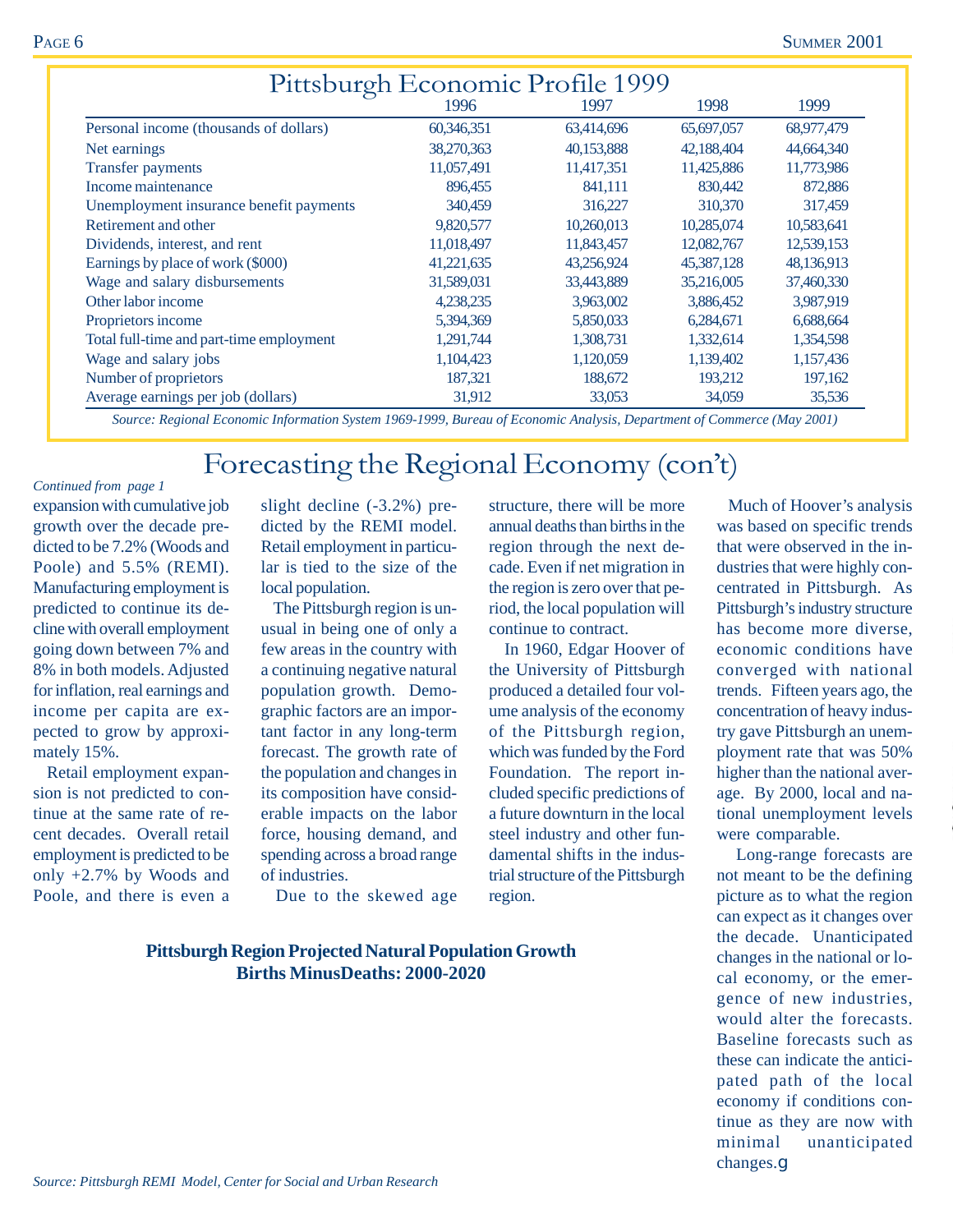## Pittsburgh Economic Profile 1999

| | 1996 | 1997 | 1998 | 1999 |
|---|---|---|---|---|
| Personal income (thousands of dollars) | 60,346,351 | 63,414,696 | 65,697,057 | 68,977,479 |
| Net earnings | 38,270,363 | 40,153,888 | 42,188,404 | 44,664,340 |
| Transfer payments | 11,057,491 | 11,417,351 | 11,425,886 | 11,773,986 |
| Income maintenance | 896,455 | 841,111 | 830,442 | 872,886 |
| Unemployment insurance benefit payments | 340,459 | 316,227 | 310,370 | 317,459 |
| Retirement and other | 9,820,577 | 10,260,013 | 10,285,074 | 10,583,641 |
| Dividends, interest, and rent | 11,018,497 | 11,843,457 | 12,082,767 | 12,539,153 |
| Earnings by place of work ($000) | 41,221,635 | 43,256,924 | 45,387,128 | 48,136,913 |
| Wage and salary disbursements | 31,589,031 | 33,443,889 | 35,216,005 | 37,460,330 |
| Other labor income | 4,238,235 | 3,963,002 | 3,886,452 | 3,987,919 |
| Proprietors income | 5,394,369 | 5,850,033 | 6,284,671 | 6,688,664 |
| Total full-time and part-time employment | 1,291,744 | 1,308,731 | 1,332,614 | 1,354,598 |
| Wage and salary jobs | 1,104,423 | 1,120,059 | 1,139,402 | 1,157,436 |
| Number of proprietors | 187,321 | 188,672 | 193,212 | 197,162 |
| Average earnings per job (dollars) | 31,912 | 33,053 | 34,059 | 35,536 |

*Source: Regional Economic Information System 1969-1999, Bureau of Economic Analysis, Department of Commerce (May 2001)*

# Forecasting the Regional Economy (con't)

*Continued from page 1*

expansion with cumulative job growth over the decade predicted to be 7.2% (Woods and Poole) and 5.5% (REMI). Manufacturing employment is predicted to continue its decline with overall employment going down between 7% and 8% in both models. Adjusted for inflation, real earnings and income per capita are expected to grow by approximately 15%.

Retail employment expansion is not predicted to continue at the same rate of recent decades. Overall retail employment is predicted to be only +2.7% by Woods and Poole, and there is even a slight decline (-3.2%) predicted by the REMI model. Retail employment in particular is tied to the size of the local population.

The Pittsburgh region is unusual in being one of only a few areas in the country with a continuing negative natural population growth. Demographic factors are an important factor in any long-term forecast. The growth rate of the population and changes in its composition have considerable impacts on the labor force, housing demand, and spending across a broad range of industries.

Due to the skewed age structure, there will be more annual deaths than births in the region through the next decade. Even if net migration in the region is zero over that period, the local population will continue to contract.

In 1960, Edgar Hoover of the University of Pittsburgh produced a detailed four volume analysis of the economy of the Pittsburgh region, which was funded by the Ford Foundation. The report included specific predictions of a future downturn in the local steel industry and other fundamental shifts in the industrial structure of the Pittsburgh region.

Much of Hoover's analysis was based on specific trends that were observed in the industries that were highly concentrated in Pittsburgh. As Pittsburgh's industry structure has become more diverse, economic conditions have converged with national trends. Fifteen years ago, the concentration of heavy industry gave Pittsburgh an unemployment rate that was 50% higher than the national average. By 2000, local and national unemployment levels were comparable.

Long-range forecasts are not meant to be the defining picture as to what the region can expect as it changes over the decade. Unanticipated changes in the national or local economy, or the emergence of new industries, would alter the forecasts. Baseline forecasts such as these can indicate the anticipated path of the local economy if conditions continue as they are now with minimal unanticipated changes.

**Pittsburgh Region Projected Natural Population Growth**
**Births MinusDeaths: 2000-2020**

*Source: Pittsburgh REMI Model, Center for Social and Urban Research*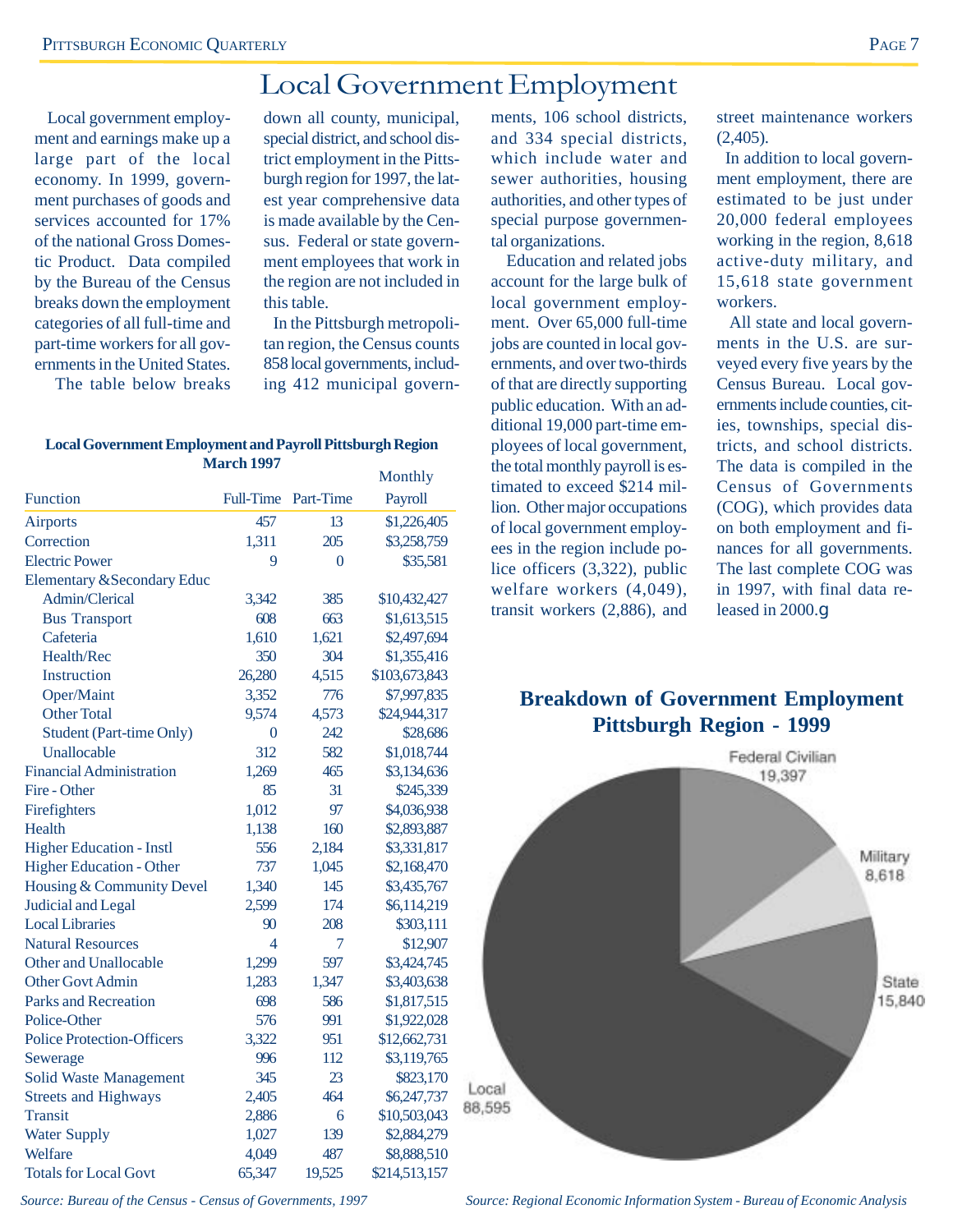# Local Government Employment

Local government employment and earnings make up a large part of the local economy. In 1999, government purchases of goods and services accounted for 17% of the national Gross Domestic Product. Data compiled by the Bureau of the Census breaks down the employment categories of all full-time and part-time workers for all governments in the United States.

The table below breaks down all county, municipal, special district, and school district employment in the Pittsburgh region for 1997, the latest year comprehensive data is made available by the Census. Federal or state government employees that work in the region are not included in this table.

In the Pittsburgh metropolitan region, the Census counts 858 local governments, including 412 municipal governments, 106 school districts, and 334 special districts, which include water and sewer authorities, housing authorities, and other types of special purpose governmental organizations.

Education and related jobs account for the large bulk of local government employment. Over 65,000 full-time jobs are counted in local governments, and over two-thirds of that are directly supporting public education. With an additional 19,000 part-time employees of local government, the total monthly payroll is estimated to exceed $214 million. Other major occupations of local government employees in the region include police officers (3,322), public welfare workers (4,049), transit workers (2,886), and street maintenance workers (2,405).

In addition to local government employment, there are estimated to be just under 20,000 federal employees working in the region, 8,618 active-duty military, and 15,618 state government workers.

All state and local governments in the U.S. are surveyed every five years by the Census Bureau. Local governments include counties, cities, townships, special districts, and school districts. The data is compiled in the Census of Governments (COG), which provides data on both employment and finances for all governments. The last complete COG was in 1997, with final data released in 2000.

**Local Government Employment and Payroll Pittsburgh Region March 1997**

| Function | Full-Time | Part-Time | Monthly Payroll |
|---|---|---|---|
| Airports | 457 | 13 | $1,226,405 |
| Correction | 1,311 | 205 | $3,258,759 |
| Electric Power | 9 | 0 | $35,581 |
| Elementary &Secondary Educ | | | |
| Admin/Clerical | 3,342 | 385 | $10,432,427 |
| Bus Transport | 608 | 663 | $1,613,515 |
| Cafeteria | 1,610 | 1,621 | $2,497,694 |
| Health/Rec | 350 | 304 | $1,355,416 |
| Instruction | 26,280 | 4,515 | $103,673,843 |
| Oper/Maint | 3,352 | 776 | $7,997,835 |
| Other Total | 9,574 | 4,573 | $24,944,317 |
| Student (Part-time Only) | 0 | 242 | $28,686 |
| Unallocable | 312 | 582 | $1,018,744 |
| Financial Administration | 1,269 | 465 | $3,134,636 |
| Fire - Other | 85 | 31 | $245,339 |
| Firefighters | 1,012 | 97 | $4,036,938 |
| Health | 1,138 | 160 | $2,893,887 |
| Higher Education - Instl | 556 | 2,184 | $3,331,817 |
| Higher Education - Other | 737 | 1,045 | $2,168,470 |
| Housing & Community Devel | 1,340 | 145 | $3,435,767 |
| Judicial and Legal | 2,599 | 174 | $6,114,219 |
| Local Libraries | 90 | 208 | $303,111 |
| Natural Resources | 4 | 7 | $12,907 |
| Other and Unallocable | 1,299 | 597 | $3,424,745 |
| Other Govt Admin | 1,283 | 1,347 | $3,403,638 |
| Parks and Recreation | 698 | 586 | $1,817,515 |
| Police-Other | 576 | 991 | $1,922,028 |
| Police Protection-Officers | 3,322 | 951 | $12,662,731 |
| Sewerage | 996 | 112 | $3,119,765 |
| Solid Waste Management | 345 | 23 | $823,170 |
| Streets and Highways | 2,405 | 464 | $6,247,737 |
| Transit | 2,886 | 6 | $10,503,043 |
| Water Supply | 1,027 | 139 | $2,884,279 |
| Welfare | 4,049 | 487 | $8,888,510 |
| Totals for Local Govt | 65,347 | 19,525 | $214,513,157 |

*Source: Bureau of the Census - Census of Governments, 1997*

**Breakdown of Government Employment Pittsburgh Region - 1999**

Federal Civilian 19,397
Military 8,618
State 15,840
Local 88,595

*Source: Regional Economic Information System - Bureau of Economic Analysis*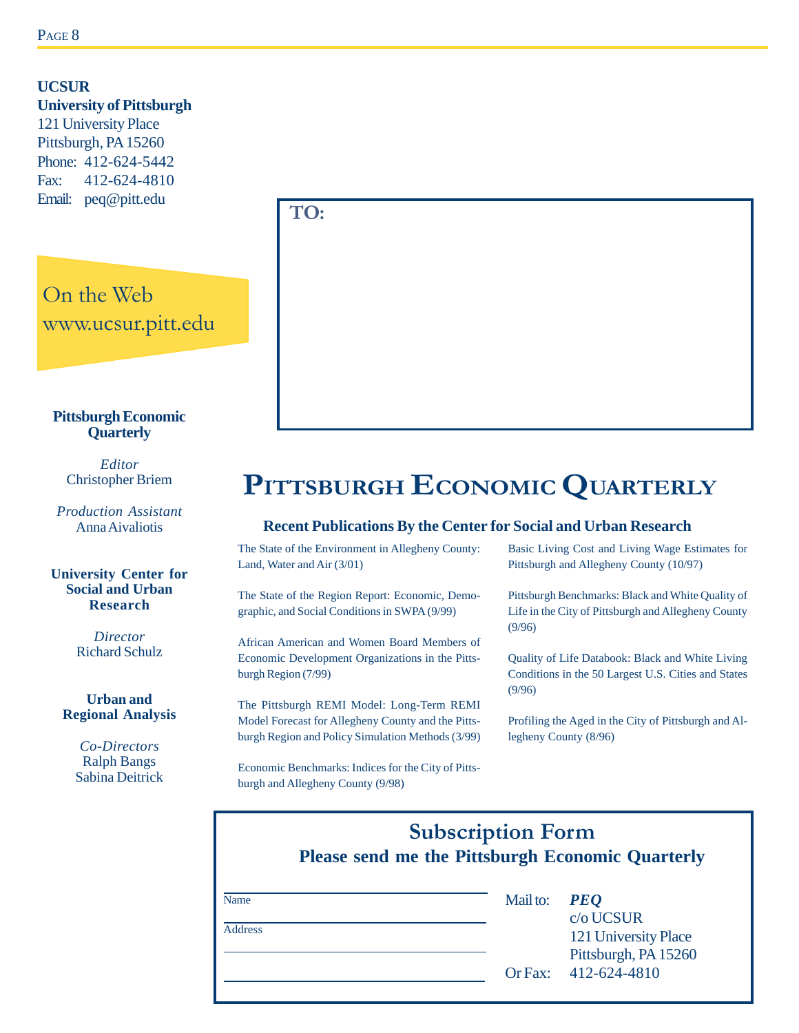**UCSUR**
**University of Pittsburgh**
121 University Place
Pittsburgh, PA 15260
Phone: 412-624-5442
Fax: 412-624-4810
Email: peq@pitt.edu

On the Web
www.ucsur.pitt.edu

**Pittsburgh Economic Quarterly**

*Editor*
Christopher Briem

*Production Assistant*
Anna Aivaliotis

**University Center for Social and Urban Research**

*Director*
Richard Schulz

**Urban and Regional Analysis**

*Co-Directors*
Ralph Bangs
Sabina Deitrick

**TO:**

# Pittsburgh Economic Quarterly

### Recent Publications By the Center for Social and Urban Research

The State of the Environment in Allegheny County: Land, Water and Air (3/01)

The State of the Region Report: Economic, Demographic, and Social Conditions in SWPA (9/99)

African American and Women Board Members of Economic Development Organizations in the Pittsburgh Region (7/99)

The Pittsburgh REMI Model: Long-Term REMI Model Forecast for Allegheny County and the Pittsburgh Region and Policy Simulation Methods (3/99)

Economic Benchmarks: Indices for the City of Pittsburgh and Allegheny County (9/98)

Basic Living Cost and Living Wage Estimates for Pittsburgh and Allegheny County (10/97)

Pittsburgh Benchmarks: Black and White Quality of Life in the City of Pittsburgh and Allegheny County (9/96)

Quality of Life Databook: Black and White Living Conditions in the 50 Largest U.S. Cities and States (9/96)

Profiling the Aged in the City of Pittsburgh and Allegheny County (8/96)

## Subscription Form

### Please send me the Pittsburgh Economic Quarterly

Name ______________________

Address ______________________

______________________

______________________

Mail to: ***PEQ***
c/o UCSUR
121 University Place
Pittsburgh, PA 15260

Or Fax: 412-624-4810